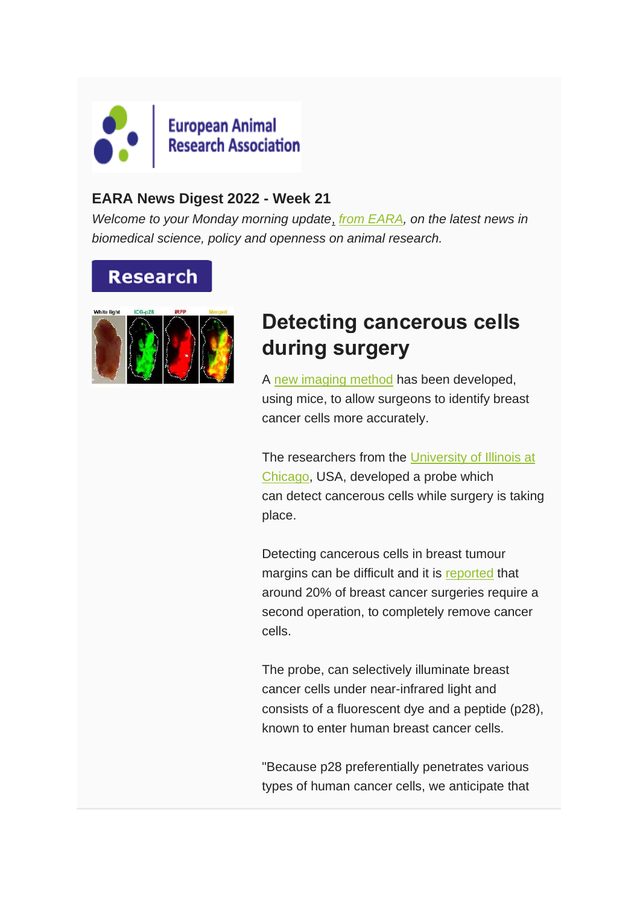European Animal Research Association

**EARA News Digest 2022 - Week 21**

*Welcome to your Monday morning update, from EARA, on the latest news in biomedical science, policy and openness on animal research.*

## Research

White light ICG-p28 iRFP Merged

## Detecting cancerous cells during surgery

A new imaging method has been developed, using mice, to allow surgeons to identify breast cancer cells more accurately.

The researchers from the University of Illinois at Chicago, USA, developed a probe which can detect cancerous cells while surgery is taking place.

Detecting cancerous cells in breast tumour margins can be difficult and it is reported that around 20% of breast cancer surgeries require a second operation, to completely remove cancer cells.

The probe, can selectively illuminate breast cancer cells under near-infrared light and consists of a fluorescent dye and a peptide (p28), known to enter human breast cancer cells.

"Because p28 preferentially penetrates various types of human cancer cells, we anticipate that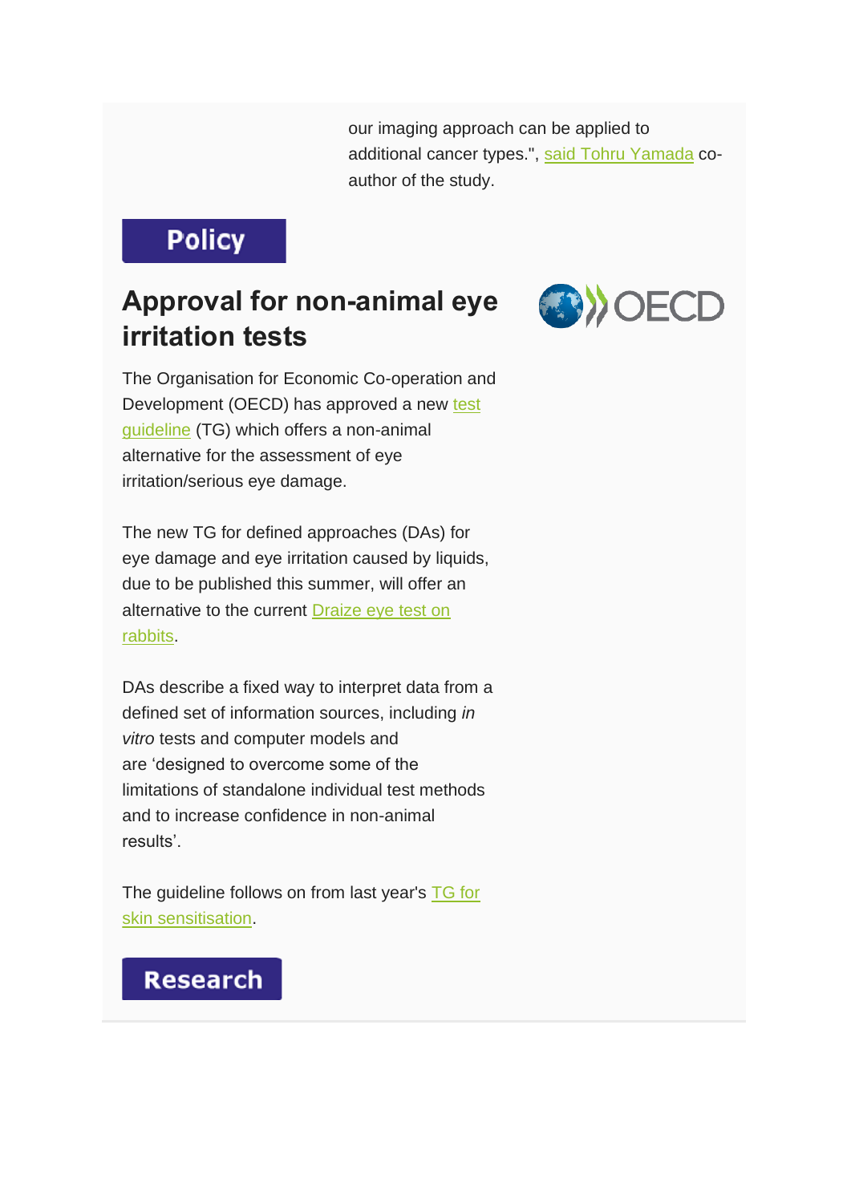our imaging approach can be applied to additional cancer types.", said Tohru Yamada co-author of the study.

## Policy

### Approval for non-animal eye irritation tests

The Organisation for Economic Co-operation and Development (OECD) has approved a new test guideline (TG) which offers a non-animal alternative for the assessment of eye irritation/serious eye damage.

The new TG for defined approaches (DAs) for eye damage and eye irritation caused by liquids, due to be published this summer, will offer an alternative to the current Draize eye test on rabbits.

DAs describe a fixed way to interpret data from a defined set of information sources, including *in vitro* tests and computer models and are 'designed to overcome some of the limitations of standalone individual test methods and to increase confidence in non-animal results'.

The guideline follows on from last year's TG for skin sensitisation.

## Research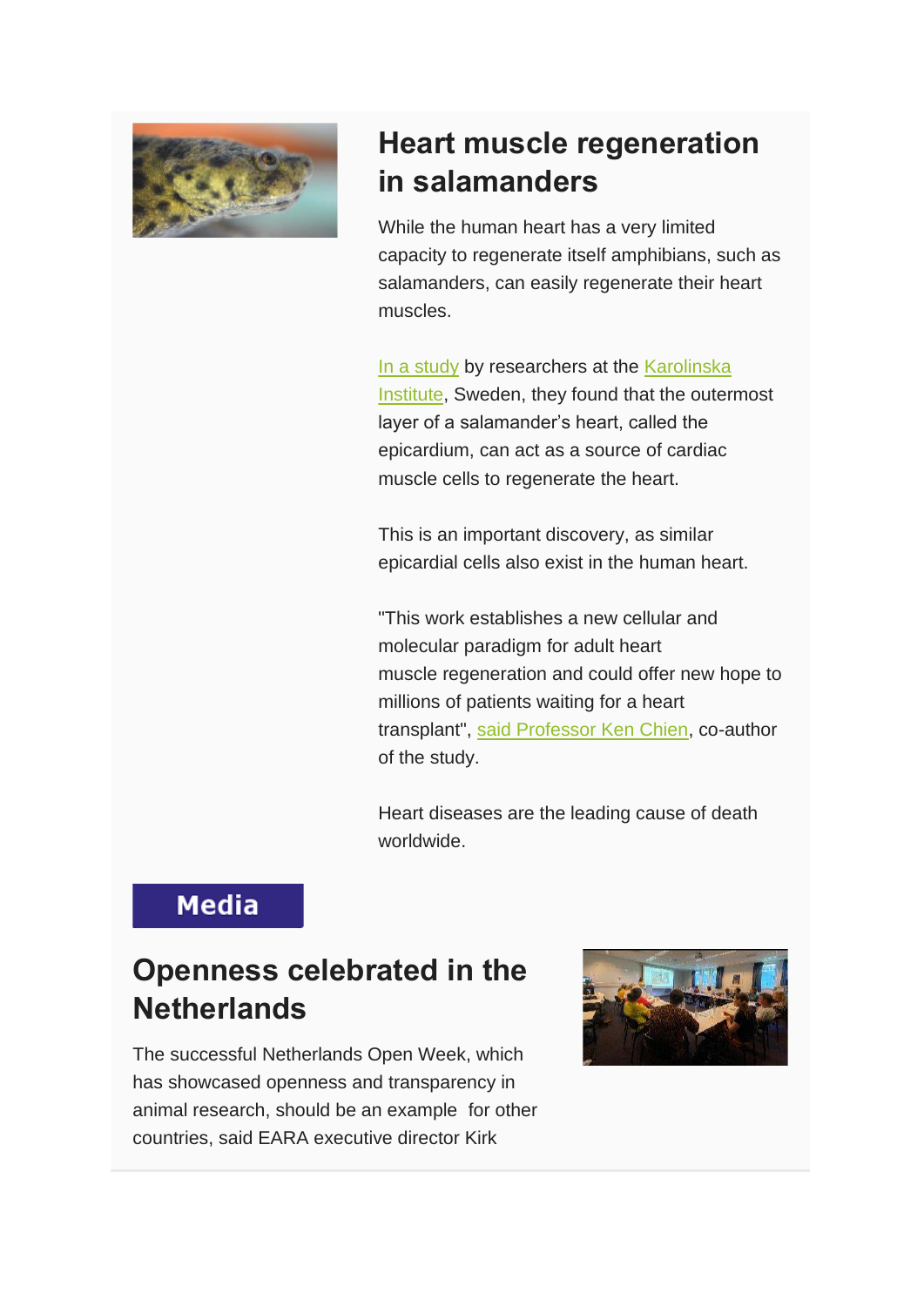## Heart muscle regeneration in salamanders

While the human heart has a very limited capacity to regenerate itself amphibians, such as salamanders, can easily regenerate their heart muscles.

In a study by researchers at the Karolinska Institute, Sweden, they found that the outermost layer of a salamander's heart, called the epicardium, can act as a source of cardiac muscle cells to regenerate the heart.

This is an important discovery, as similar epicardial cells also exist in the human heart.

"This work establishes a new cellular and molecular paradigm for adult heart muscle regeneration and could offer new hope to millions of patients waiting for a heart transplant", said Professor Ken Chien, co-author of the study.

Heart diseases are the leading cause of death worldwide.

**Media**

## Openness celebrated in the Netherlands

The successful Netherlands Open Week, which has showcased openness and transparency in animal research, should be an example for other countries, said EARA executive director Kirk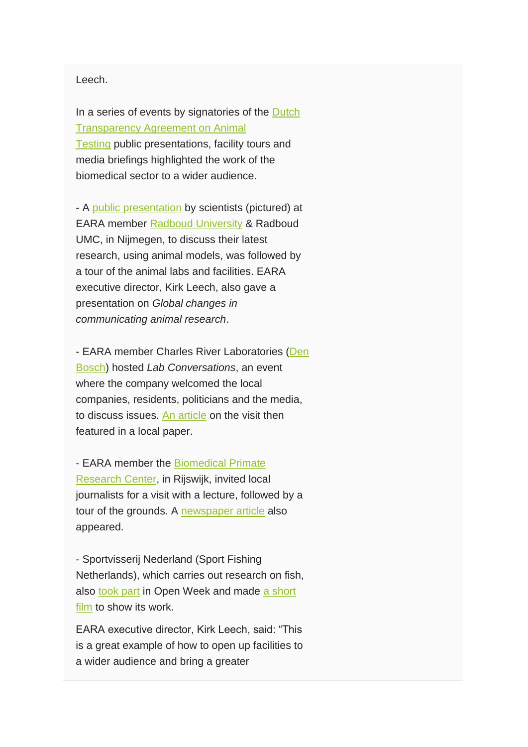Leech.

In a series of events by signatories of the Dutch Transparency Agreement on Animal Testing public presentations, facility tours and media briefings highlighted the work of the biomedical sector to a wider audience.

- A public presentation by scientists (pictured) at EARA member Radboud University & Radboud UMC, in Nijmegen, to discuss their latest research, using animal models, was followed by a tour of the animal labs and facilities. EARA executive director, Kirk Leech, also gave a presentation on *Global changes in communicating animal research*.

- EARA member Charles River Laboratories (Den Bosch) hosted *Lab Conversations*, an event where the company welcomed the local companies, residents, politicians and the media, to discuss issues. An article on the visit then featured in a local paper.

- EARA member the Biomedical Primate Research Center, in Rijswijk, invited local journalists for a visit with a lecture, followed by a tour of the grounds. A newspaper article also appeared.

- Sportvisserij Nederland (Sport Fishing Netherlands), which carries out research on fish, also took part in Open Week and made a short film to show its work.

EARA executive director, Kirk Leech, said: “This is a great example of how to open up facilities to a wider audience and bring a greater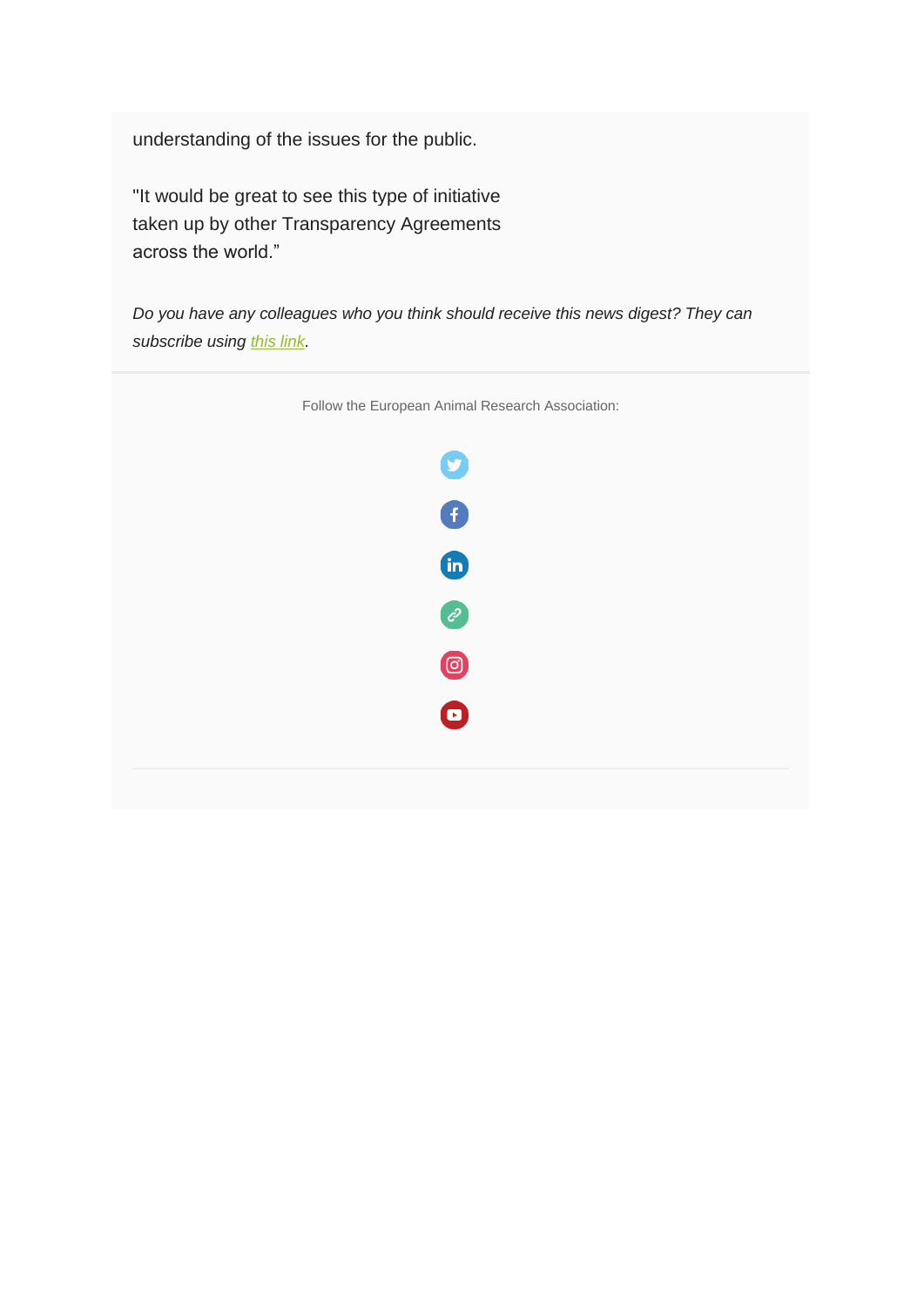understanding of the issues for the public.

"It would be great to see this type of initiative taken up by other Transparency Agreements across the world."

*Do you have any colleagues who you think should receive this news digest? They can subscribe using this link.*

Follow the European Animal Research Association: